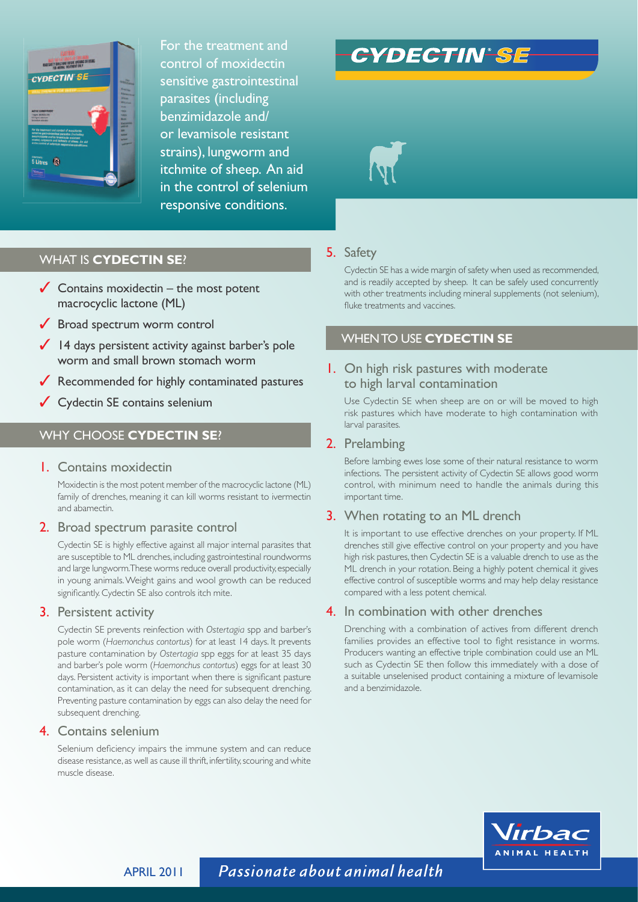# CYDECTIN® SE

For the treatment and control of moxidectin sensitive gastrointestinal parasites (including benzimidazole and/ or levamisole resistant strains), lungworm and itchmite of sheep. An aid in the control of selenium responsive conditions.

## WHAT IS **CYDECTIN SE**?

- ✓ Contains moxidectin – the most potent macrocyclic lactone (ML)
- ✓ Broad spectrum worm control
- ✓ 14 days persistent activity against barber's pole worm and small brown stomach worm
- ✓ Recommended for highly contaminated pastures
- ✓ Cydectin SE contains selenium

## WHY CHOOSE **CYDECTIN SE**?

### 1. Contains moxidectin

Moxidectin is the most potent member of the macrocyclic lactone (ML) family of drenches, meaning it can kill worms resistant to ivermectin and abamectin.

### 2. Broad spectrum parasite control

Cydectin SE is highly effective against all major internal parasites that are susceptible to ML drenches, including gastrointestinal roundworms and large lungworm. These worms reduce overall productivity, especially in young animals. Weight gains and wool growth can be reduced significantly. Cydectin SE also controls itch mite.

### 3. Persistent activity

Cydectin SE prevents reinfection with *Ostertagia* spp and barber's pole worm (*Haemonchus contortus*) for at least 14 days. It prevents pasture contamination by *Ostertagia* spp eggs for at least 35 days and barber's pole worm (*Haemonchus contortus*) eggs for at least 30 days. Persistent activity is important when there is significant pasture contamination, as it can delay the need for subsequent drenching. Preventing pasture contamination by eggs can also delay the need for subsequent drenching.

### 4. Contains selenium

Selenium deficiency impairs the immune system and can reduce disease resistance, as well as cause ill thrift, infertility, scouring and white muscle disease.

### 5. Safety

Cydectin SE has a wide margin of safety when used as recommended, and is readily accepted by sheep. It can be safely used concurrently with other treatments including mineral supplements (not selenium), fluke treatments and vaccines.

## WHEN TO USE **CYDECTIN SE**

### 1. On high risk pastures with moderate to high larval contamination

Use Cydectin SE when sheep are on or will be moved to high risk pastures which have moderate to high contamination with larval parasites.

### 2. Prelambing

Before lambing ewes lose some of their natural resistance to worm infections. The persistent activity of Cydectin SE allows good worm control, with minimum need to handle the animals during this important time.

### 3. When rotating to an ML drench

It is important to use effective drenches on your property. If ML drenches still give effective control on your property and you have high risk pastures, then Cydectin SE is a valuable drench to use as the ML drench in your rotation. Being a highly potent chemical it gives effective control of susceptible worms and may help delay resistance compared with a less potent chemical.

### 4. In combination with other drenches

Drenching with a combination of actives from different drench families provides an effective tool to fight resistance in worms. Producers wanting an effective triple combination could use an ML such as Cydectin SE then follow this immediately with a dose of a suitable unselenised product containing a mixture of levamisole and a benzimidazole.

Virbac ANIMAL HEALTH

APRIL 2011 *Passionate about animal health*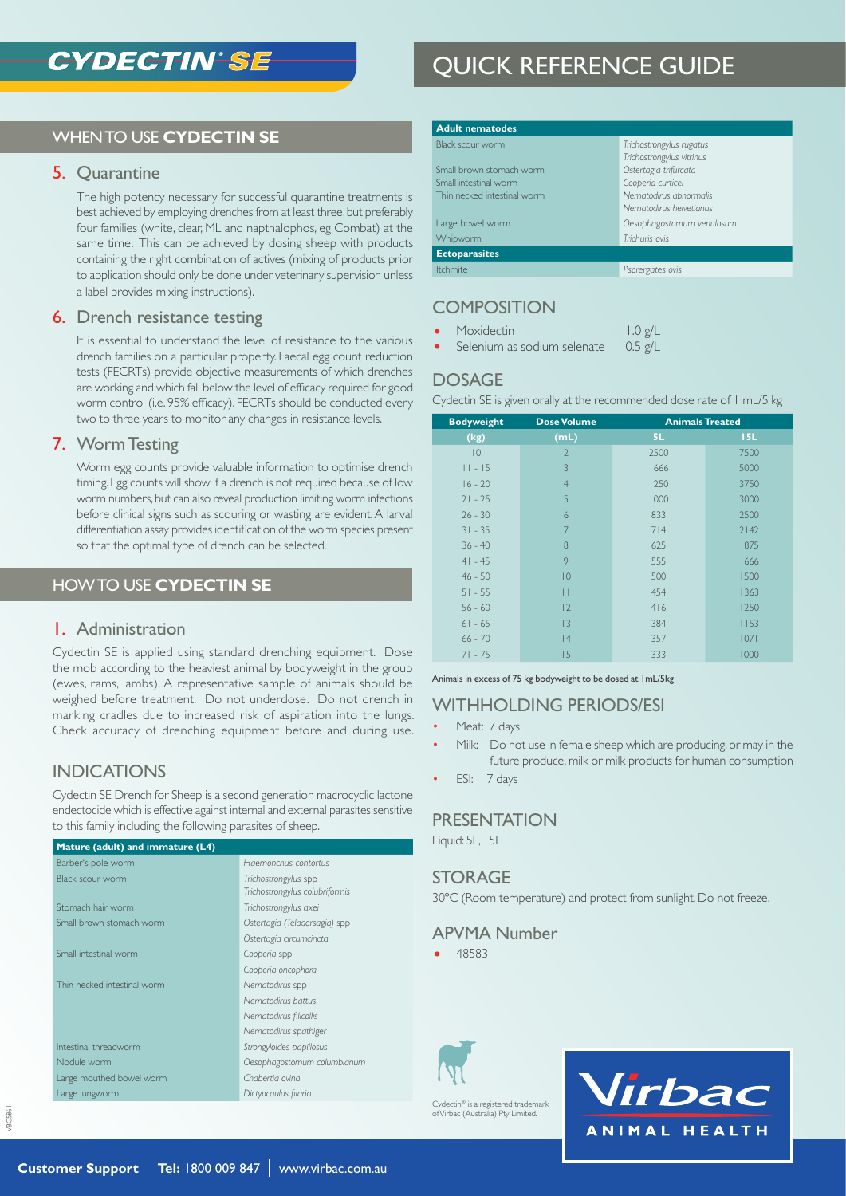# CYDECTIN® SE

# QUICK REFERENCE GUIDE

## WHEN TO USE **CYDECTIN SE**

### 5. Quarantine

The high potency necessary for successful quarantine treatments is best achieved by employing drenches from at least three, but preferably four families (white, clear, ML and napthalophos, eg Combat) at the same time. This can be achieved by dosing sheep with products containing the right combination of actives (mixing of products prior to application should only be done under veterinary supervision unless a label provides mixing instructions).

### 6. Drench resistance testing

It is essential to understand the level of resistance to the various drench families on a particular property. Faecal egg count reduction tests (FECRTs) provide objective measurements of which drenches are working and which fall below the level of efficacy required for good worm control (i.e. 95% efficacy). FECRTs should be conducted every two to three years to monitor any changes in resistance levels.

### 7. Worm Testing

Worm egg counts provide valuable information to optimise drench timing. Egg counts will show if a drench is not required because of low worm numbers, but can also reveal production limiting worm infections before clinical signs such as scouring or wasting are evident. A larval differentiation assay provides identification of the worm species present so that the optimal type of drench can be selected.

## HOW TO USE **CYDECTIN SE**

### 1. Administration

Cydectin SE is applied using standard drenching equipment. Dose the mob according to the heaviest animal by bodyweight in the group (ewes, rams, lambs). A representative sample of animals should be weighed before treatment. Do not underdose. Do not drench in marking cradles due to increased risk of aspiration into the lungs. Check accuracy of drenching equipment before and during use.

## INDICATIONS

Cydectin SE Drench for Sheep is a second generation macrocyclic lactone endectocide which is effective against internal and external parasites sensitive to this family including the following parasites of sheep.

| Mature (adult) and immature (L4) | |
|---|---|
| Barber's pole worm | *Haemonchus contortus* |
| Black scour worm | *Trichostrongylus spp* |
| | *Trichostrongylus colubriformis* |
| Stomach hair worm | *Trichostrongylus axei* |
| Small brown stomach worm | *Ostertagia (Teladorsagia) spp* |
| | *Ostertagia circumcincta* |
| Small intestinal worm | *Cooperia spp* |
| | *Cooperia oncophora* |
| Thin necked intestinal worm | *Nematodirus spp* |
| | *Nematodirus battus* |
| | *Nematodirus filicollis* |
| | *Nematodirus spathiger* |
| Intestinal threadworm | *Strongyloides papillosus* |
| Nodule worm | *Oesophagostomum columbianum* |
| Large mouthed bowel worm | *Chabertia ovina* |
| Large lungworm | *Dictyocaulus filaria* |

| Adult nematodes | |
|---|---|
| Black scour worm | *Trichostrongylus rugatus* |
| | *Trichostrongylus vitrinus* |
| Small brown stomach worm | *Ostertagia trifurcata* |
| Small intestinal worm | *Cooperia curticei* |
| Thin necked intestinal worm | *Nematodirus abnormalis* |
| | *Nematodirus helvetianus* |
| Large bowel worm | *Oesophagostomum venulosum* |
| Whipworm | *Trichuris ovis* |
| **Ectoparasites** | |
| Itchmite | *Psorergates ovis* |

## COMPOSITION

- Moxidectin 1.0 g/L
- Selenium as sodium selenate 0.5 g/L

## DOSAGE

Cydectin SE is given orally at the recommended dose rate of 1 mL/5 kg

| Bodyweight (kg) | Dose Volume (mL) | Animals Treated 5L | Animals Treated 15L |
|---|---|---|---|
| 10 | 2 | 2500 | 7500 |
| 11 - 15 | 3 | 1666 | 5000 |
| 16 - 20 | 4 | 1250 | 3750 |
| 21 - 25 | 5 | 1000 | 3000 |
| 26 - 30 | 6 | 833 | 2500 |
| 31 - 35 | 7 | 714 | 2142 |
| 36 - 40 | 8 | 625 | 1875 |
| 41 - 45 | 9 | 555 | 1666 |
| 46 - 50 | 10 | 500 | 1500 |
| 51 - 55 | 11 | 454 | 1363 |
| 56 - 60 | 12 | 416 | 1250 |
| 61 - 65 | 13 | 384 | 1153 |
| 66 - 70 | 14 | 357 | 1071 |
| 71 - 75 | 15 | 333 | 1000 |

Animals in excess of 75 kg bodyweight to be dosed at 1mL/5kg

## WITHHOLDING PERIODS/ESI

- Meat: 7 days
- Milk: Do not use in female sheep which are producing, or may in the future produce, milk or milk products for human consumption
- ESI: 7 days

## PRESENTATION

Liquid: 5L, 15L

## STORAGE

30°C (Room temperature) and protect from sunlight. Do not freeze.

## APVMA Number

- 48583

Cydectin® is a registered trademark of Virbac (Australia) Pty Limited.

Virbac ANIMAL HEALTH

VBC5861

**Customer Support** **Tel:** 1800 009 847 | www.virbac.com.au